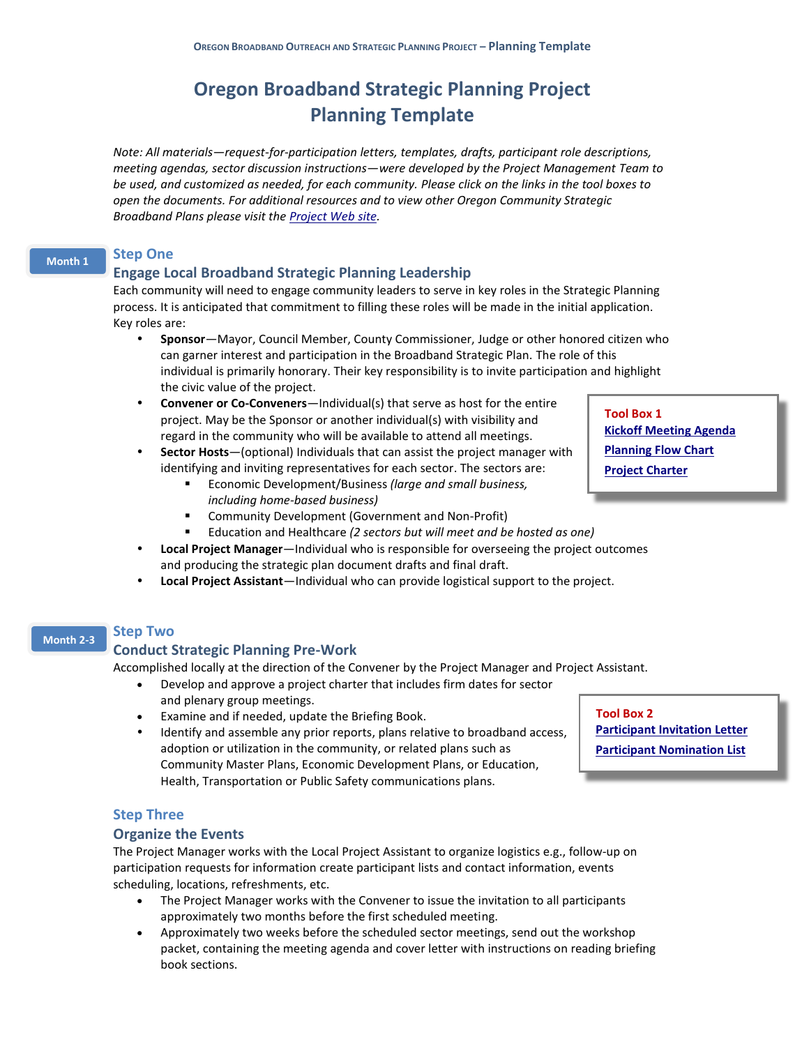# Oregon Broadband Strategic Planning Project Planning Template

*Note: All materials—request-for-participation letters, templates, drafts, participant role descriptions, meeting agendas, sector discussion instructions—were developed by the Project Management Team to be used, and customized as needed, for each community. Please click on the links in the tool boxes to open the documents. For additional resources and to view other Oregon Community Strategic Broadband Plans please visit the Project Web site.*

**Month 1**

## Step One

### Engage Local Broadband Strategic Planning Leadership

Each community will need to engage community leaders to serve in key roles in the Strategic Planning process. It is anticipated that commitment to filling these roles will be made in the initial application. Key roles are:

- **Sponsor**—Mayor, Council Member, County Commissioner, Judge or other honored citizen who can garner interest and participation in the Broadband Strategic Plan. The role of this individual is primarily honorary. Their key responsibility is to invite participation and highlight the civic value of the project.
- **Convener or Co-Conveners**—Individual(s) that serve as host for the entire project. May be the Sponsor or another individual(s) with visibility and regard in the community who will be available to attend all meetings.
- **Sector Hosts**—(optional) Individuals that can assist the project manager with identifying and inviting representatives for each sector. The sectors are:
  - Economic Development/Business *(large and small business, including home-based business)*
  - Community Development (Government and Non-Profit)
  - Education and Healthcare *(2 sectors but will meet and be hosted as one)*
- **Local Project Manager**—Individual who is responsible for overseeing the project outcomes and producing the strategic plan document drafts and final draft.
- **Local Project Assistant**—Individual who can provide logistical support to the project.

**Tool Box 1**
- Kickoff Meeting Agenda
- Planning Flow Chart
- Project Charter

**Month 2-3**

## Step Two

### Conduct Strategic Planning Pre-Work

Accomplished locally at the direction of the Convener by the Project Manager and Project Assistant.

- Develop and approve a project charter that includes firm dates for sector and plenary group meetings.
- Examine and if needed, update the Briefing Book.
- Identify and assemble any prior reports, plans relative to broadband access, adoption or utilization in the community, or related plans such as Community Master Plans, Economic Development Plans, or Education, Health, Transportation or Public Safety communications plans.

**Tool Box 2**
- Participant Invitation Letter
- Participant Nomination List

## Step Three

### Organize the Events

The Project Manager works with the Local Project Assistant to organize logistics e.g., follow-up on participation requests for information create participant lists and contact information, events scheduling, locations, refreshments, etc.

- The Project Manager works with the Convener to issue the invitation to all participants approximately two months before the first scheduled meeting.
- Approximately two weeks before the scheduled sector meetings, send out the workshop packet, containing the meeting agenda and cover letter with instructions on reading briefing book sections.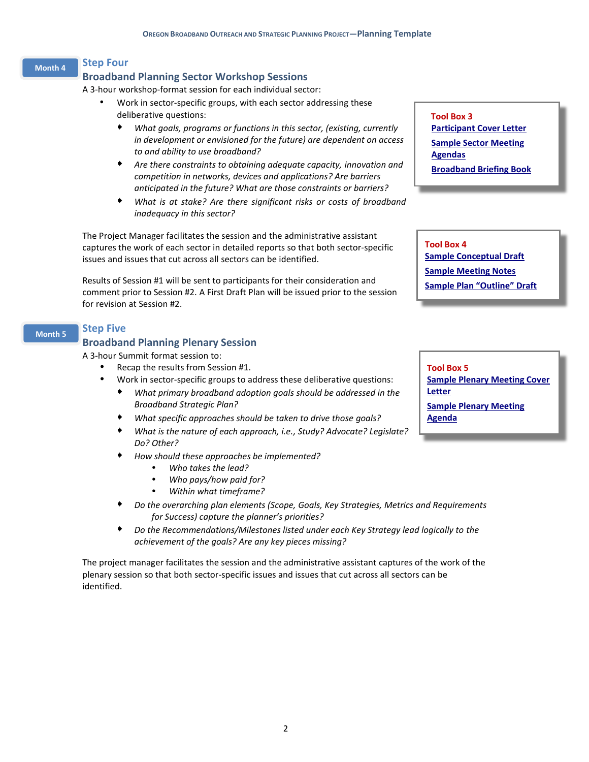Month 4

## Step Four

### Broadband Planning Sector Workshop Sessions

A 3-hour workshop-format session for each individual sector:

- Work in sector-specific groups, with each sector addressing these deliberative questions:
  - *What goals, programs or functions in this sector, (existing, currently in development or envisioned for the future) are dependent on access to and ability to use broadband?*
  - *Are there constraints to obtaining adequate capacity, innovation and competition in networks, devices and applications? Are barriers anticipated in the future? What are those constraints or barriers?*
  - *What is at stake? Are there significant risks or costs of broadband inadequacy in this sector?*

**Tool Box 3**
- **Participant Cover Letter**
- **Sample Sector Meeting Agendas**
- **Broadband Briefing Book**

The Project Manager facilitates the session and the administrative assistant captures the work of each sector in detailed reports so that both sector-specific issues and issues that cut across all sectors can be identified.

Results of Session #1 will be sent to participants for their consideration and comment prior to Session #2. A First Draft Plan will be issued prior to the session for revision at Session #2.

**Tool Box 4**
- **Sample Conceptual Draft**
- **Sample Meeting Notes**
- **Sample Plan "Outline" Draft**

Month 5

## Step Five

### Broadband Planning Plenary Session

A 3-hour Summit format session to:

- Recap the results from Session #1.
- Work in sector-specific groups to address these deliberative questions:
  - *What primary broadband adoption goals should be addressed in the Broadband Strategic Plan?*
  - *What specific approaches should be taken to drive those goals?*
  - *What is the nature of each approach, i.e., Study? Advocate? Legislate? Do? Other?*
  - *How should these approaches be implemented?*
    - *Who takes the lead?*
    - *Who pays/how paid for?*
    - *Within what timeframe?*
  - *Do the overarching plan elements (Scope, Goals, Key Strategies, Metrics and Requirements for Success) capture the planner's priorities?*
  - *Do the Recommendations/Milestones listed under each Key Strategy lead logically to the achievement of the goals? Are any key pieces missing?*

**Tool Box 5**
- **Sample Plenary Meeting Cover Letter**
- **Sample Plenary Meeting Agenda**

The project manager facilitates the session and the administrative assistant captures of the work of the plenary session so that both sector-specific issues and issues that cut across all sectors can be identified.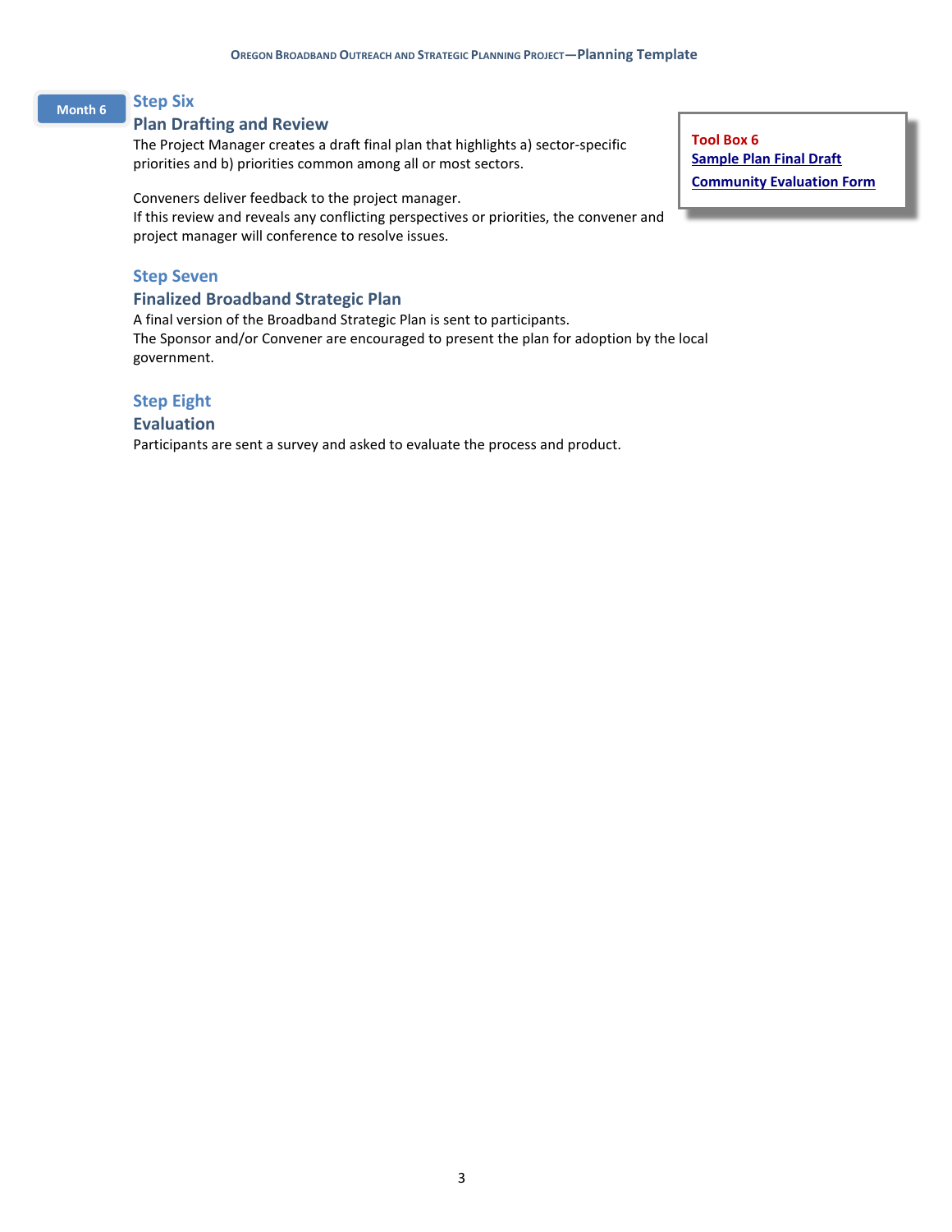Month 6

## Step Six

### Plan Drafting and Review

The Project Manager creates a draft final plan that highlights a) sector-specific priorities and b) priorities common among all or most sectors.

Conveners deliver feedback to the project manager.
If this review and reveals any conflicting perspectives or priorities, the convener and project manager will conference to resolve issues.

**Tool Box 6**
**Sample Plan Final Draft**
**Community Evaluation Form**

## Step Seven

### Finalized Broadband Strategic Plan

A final version of the Broadband Strategic Plan is sent to participants.
The Sponsor and/or Convener are encouraged to present the plan for adoption by the local government.

## Step Eight

### Evaluation

Participants are sent a survey and asked to evaluate the process and product.